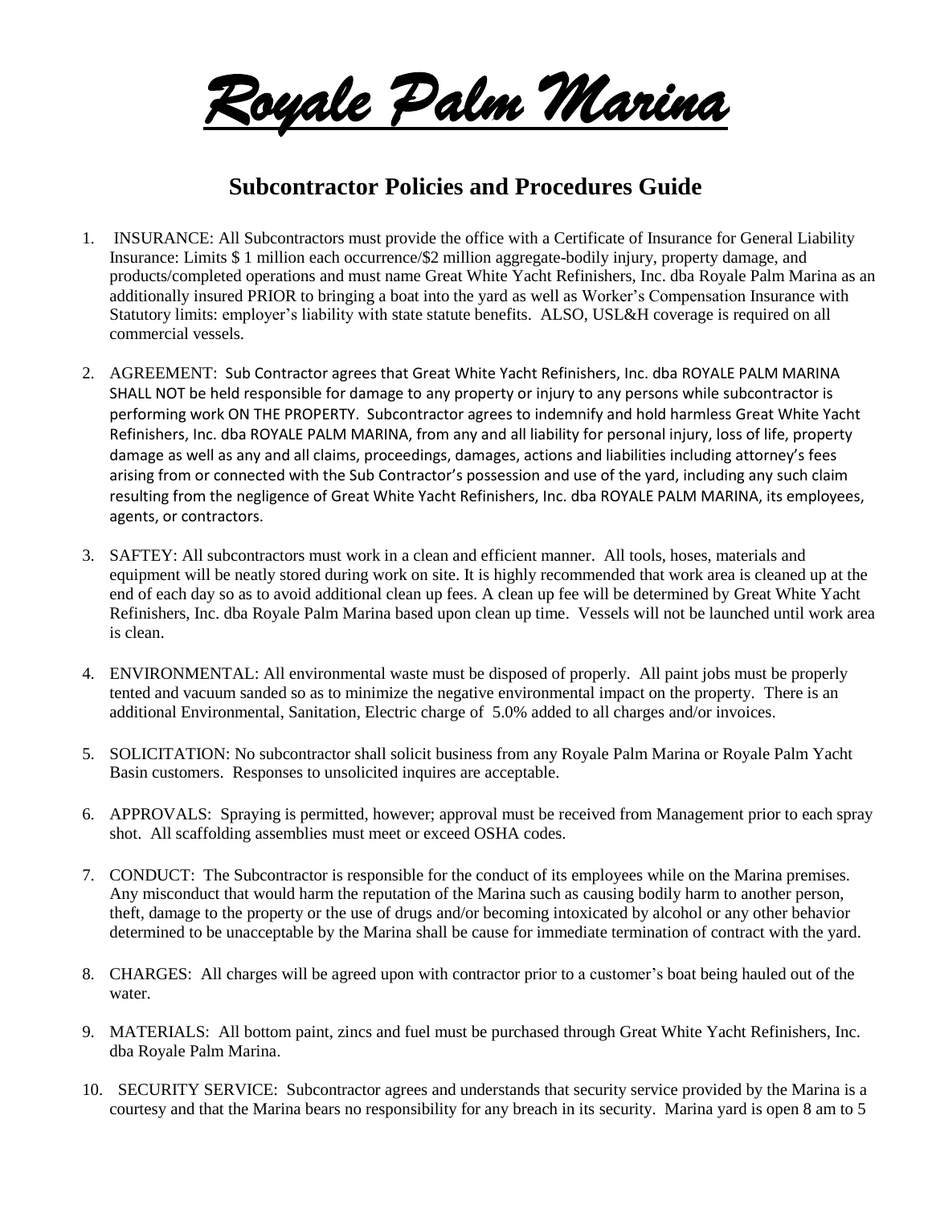# *Royale Palm Marina*

## Subcontractor Policies and Procedures Guide

1. INSURANCE: All Subcontractors must provide the office with a Certificate of Insurance for General Liability Insurance: Limits $ 1 million each occurrence/$2 million aggregate-bodily injury, property damage, and products/completed operations and must name Great White Yacht Refinishers, Inc. dba Royale Palm Marina as an additionally insured PRIOR to bringing a boat into the yard as well as Worker's Compensation Insurance with Statutory limits: employer's liability with state statute benefits. ALSO, USL&H coverage is required on all commercial vessels.

2. AGREEMENT: Sub Contractor agrees that Great White Yacht Refinishers, Inc. dba ROYALE PALM MARINA SHALL NOT be held responsible for damage to any property or injury to any persons while subcontractor is performing work ON THE PROPERTY. Subcontractor agrees to indemnify and hold harmless Great White Yacht Refinishers, Inc. dba ROYALE PALM MARINA, from any and all liability for personal injury, loss of life, property damage as well as any and all claims, proceedings, damages, actions and liabilities including attorney's fees arising from or connected with the Sub Contractor's possession and use of the yard, including any such claim resulting from the negligence of Great White Yacht Refinishers, Inc. dba ROYALE PALM MARINA, its employees, agents, or contractors.

3. SAFTEY: All subcontractors must work in a clean and efficient manner. All tools, hoses, materials and equipment will be neatly stored during work on site. It is highly recommended that work area is cleaned up at the end of each day so as to avoid additional clean up fees. A clean up fee will be determined by Great White Yacht Refinishers, Inc. dba Royale Palm Marina based upon clean up time. Vessels will not be launched until work area is clean.

4. ENVIRONMENTAL: All environmental waste must be disposed of properly. All paint jobs must be properly tented and vacuum sanded so as to minimize the negative environmental impact on the property. There is an additional Environmental, Sanitation, Electric charge of 5.0% added to all charges and/or invoices.

5. SOLICITATION: No subcontractor shall solicit business from any Royale Palm Marina or Royale Palm Yacht Basin customers. Responses to unsolicited inquires are acceptable.

6. APPROVALS: Spraying is permitted, however; approval must be received from Management prior to each spray shot. All scaffolding assemblies must meet or exceed OSHA codes.

7. CONDUCT: The Subcontractor is responsible for the conduct of its employees while on the Marina premises. Any misconduct that would harm the reputation of the Marina such as causing bodily harm to another person, theft, damage to the property or the use of drugs and/or becoming intoxicated by alcohol or any other behavior determined to be unacceptable by the Marina shall be cause for immediate termination of contract with the yard.

8. CHARGES: All charges will be agreed upon with contractor prior to a customer's boat being hauled out of the water.

9. MATERIALS: All bottom paint, zincs and fuel must be purchased through Great White Yacht Refinishers, Inc. dba Royale Palm Marina.

10. SECURITY SERVICE: Subcontractor agrees and understands that security service provided by the Marina is a courtesy and that the Marina bears no responsibility for any breach in its security. Marina yard is open 8 am to 5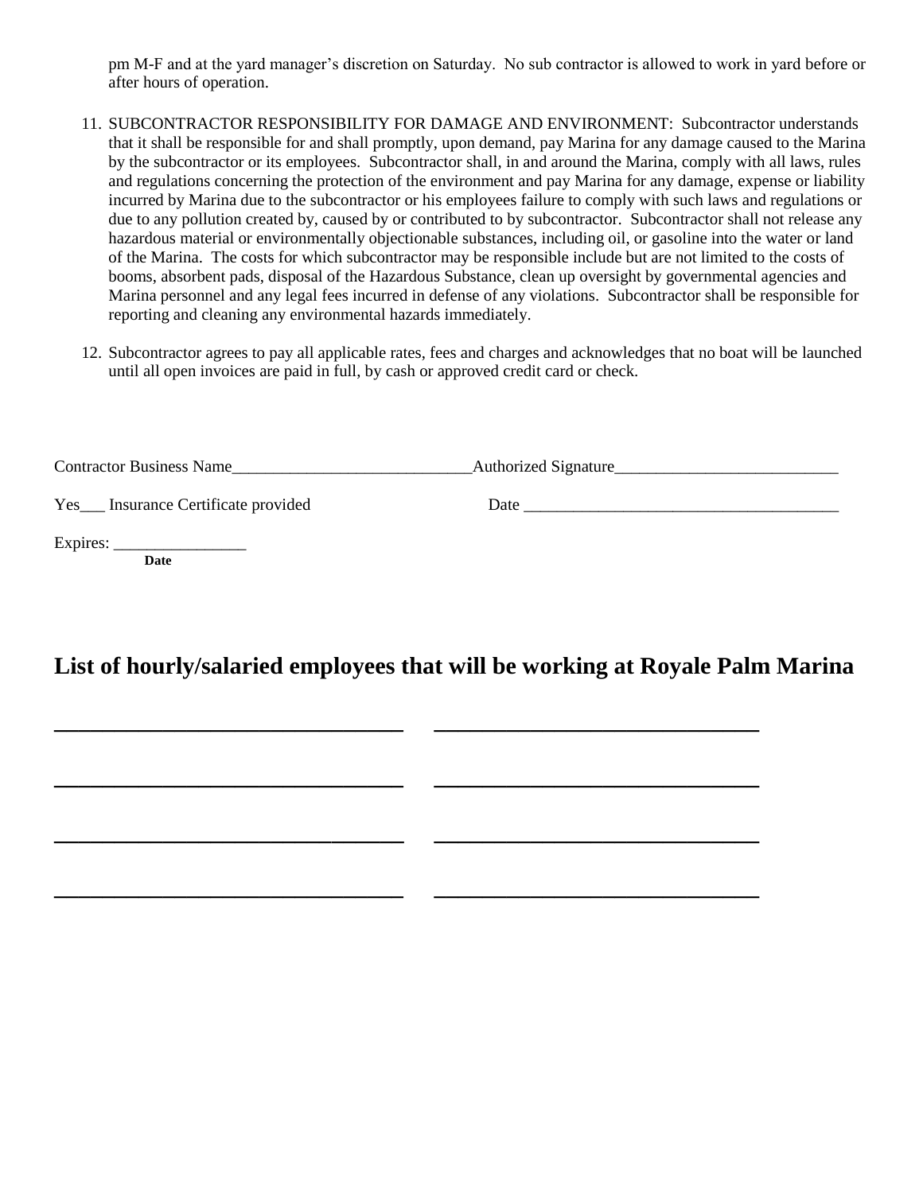pm M-F and at the yard manager's discretion on Saturday. No sub contractor is allowed to work in yard before or after hours of operation.

11. SUBCONTRACTOR RESPONSIBILITY FOR DAMAGE AND ENVIRONMENT: Subcontractor understands that it shall be responsible for and shall promptly, upon demand, pay Marina for any damage caused to the Marina by the subcontractor or its employees. Subcontractor shall, in and around the Marina, comply with all laws, rules and regulations concerning the protection of the environment and pay Marina for any damage, expense or liability incurred by Marina due to the subcontractor or his employees failure to comply with such laws and regulations or due to any pollution created by, caused by or contributed to by subcontractor. Subcontractor shall not release any hazardous material or environmentally objectionable substances, including oil, or gasoline into the water or land of the Marina. The costs for which subcontractor may be responsible include but are not limited to the costs of booms, absorbent pads, disposal of the Hazardous Substance, clean up oversight by governmental agencies and Marina personnel and any legal fees incurred in defense of any violations. Subcontractor shall be responsible for reporting and cleaning any environmental hazards immediately.

12. Subcontractor agrees to pay all applicable rates, fees and charges and acknowledges that no boat will be launched until all open invoices are paid in full, by cash or approved credit card or check.

Contractor Business Name_____________________________ Authorized Signature___________________________

Yes___ Insurance Certificate provided Date _______________________________________

Expires: ________________
**Date**

## List of hourly/salaried employees that will be working at Royale Palm Marina

___________________________________ ________________________________

___________________________________ ________________________________

___________________________________ ________________________________

___________________________________ ________________________________